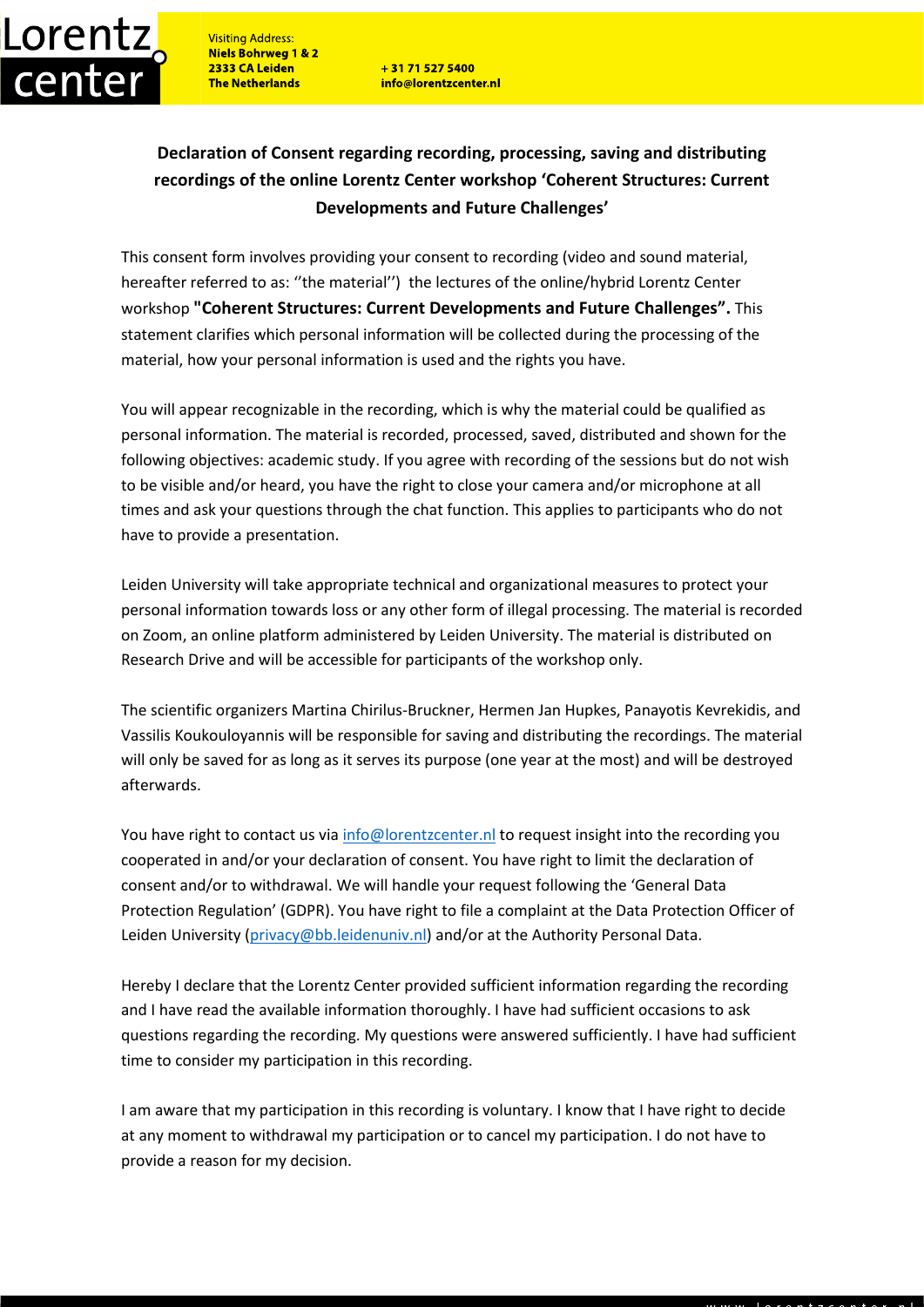**Declaration of Consent regarding recording, processing, saving and distributing recordings of the online Lorentz Center workshop 'Coherent Structures: Current Developments and Future Challenges'**

This consent form involves providing your consent to recording (video and sound material, hereafter referred to as: ''the material'') the lectures of the online/hybrid Lorentz Center workshop **"Coherent Structures: Current Developments and Future Challenges".** This statement clarifies which personal information will be collected during the processing of the material, how your personal information is used and the rights you have.

You will appear recognizable in the recording, which is why the material could be qualified as personal information. The material is recorded, processed, saved, distributed and shown for the following objectives: academic study. If you agree with recording of the sessions but do not wish to be visible and/or heard, you have the right to close your camera and/or microphone at all times and ask your questions through the chat function. This applies to participants who do not have to provide a presentation.

Leiden University will take appropriate technical and organizational measures to protect your personal information towards loss or any other form of illegal processing. The material is recorded on Zoom, an online platform administered by Leiden University. The material is distributed on Research Drive and will be accessible for participants of the workshop only.

The scientific organizers Martina Chirilus-Bruckner, Hermen Jan Hupkes, Panayotis Kevrekidis, and Vassilis Koukouloyannis will be responsible for saving and distributing the recordings. The material will only be saved for as long as it serves its purpose (one year at the most) and will be destroyed afterwards.

You have right to contact us via info@lorentzcenter.nl to request insight into the recording you cooperated in and/or your declaration of consent. You have right to limit the declaration of consent and/or to withdrawal. We will handle your request following the 'General Data Protection Regulation' (GDPR). You have right to file a complaint at the Data Protection Officer of Leiden University (privacy@bb.leidenuniv.nl) and/or at the Authority Personal Data.

Hereby I declare that the Lorentz Center provided sufficient information regarding the recording and I have read the available information thoroughly. I have had sufficient occasions to ask questions regarding the recording. My questions were answered sufficiently. I have had sufficient time to consider my participation in this recording.

I am aware that my participation in this recording is voluntary. I know that I have right to decide at any moment to withdrawal my participation or to cancel my participation. I do not have to provide a reason for my decision.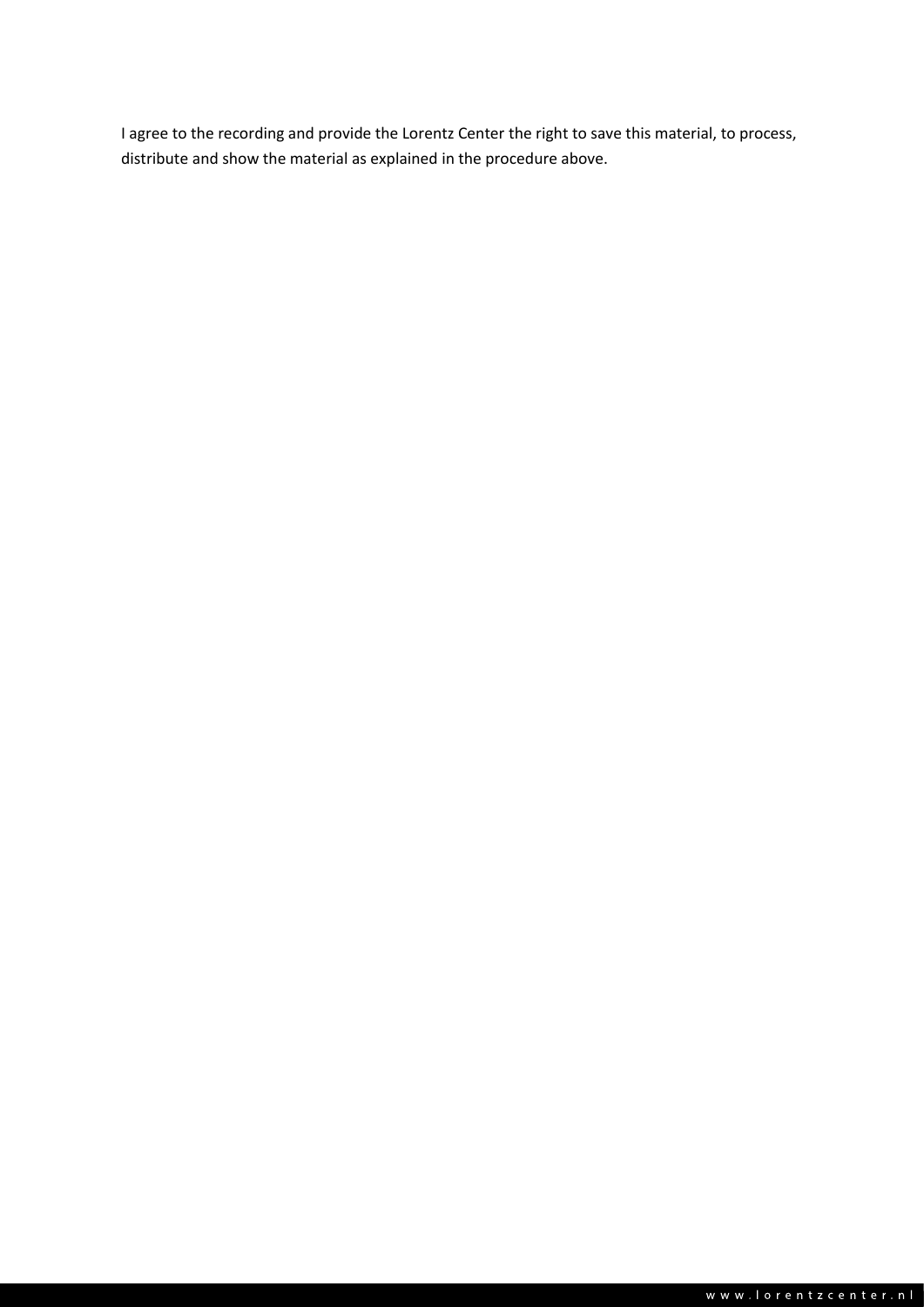I agree to the recording and provide the Lorentz Center the right to save this material, to process, distribute and show the material as explained in the procedure above.